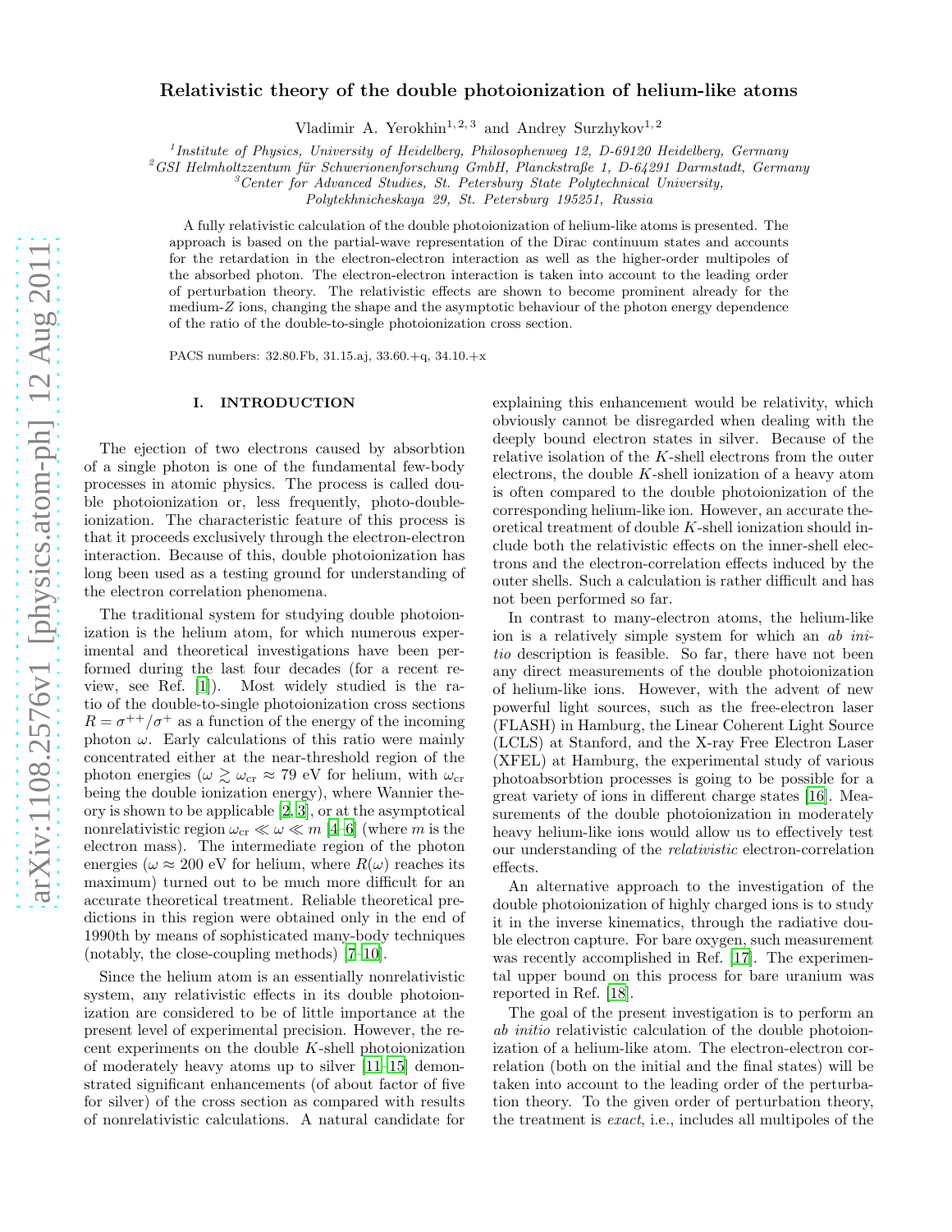# Relativistic theory of the double photoionization of helium-like atoms

Vladimir A. Yerokhin[1,2,3] and Andrey Surzhykov[1,2]

[1] Institute of Physics, University of Heidelberg, Philosophenweg 12, D-69120 Heidelberg, Germany
[2] GSI Helmholtzzentrum für Schwerionenforschung GmbH, Planckstraße 1, D-64291 Darmstadt, Germany
[3] Center for Advanced Studies, St. Petersburg State Polytechnical University, Polytekhnicheskaya 29, St. Petersburg 195251, Russia

A fully relativistic calculation of the double photoionization of helium-like atoms is presented. The approach is based on the partial-wave representation of the Dirac continuum states and accounts for the retardation in the electron-electron interaction as well as the higher-order multipoles of the absorbed photon. The electron-electron interaction is taken into account to the leading order of perturbation theory. The relativistic effects are shown to become prominent already for the medium-$Z$ ions, changing the shape and the asymptotic behaviour of the photon energy dependence of the ratio of the double-to-single photoionization cross section.

PACS numbers: 32.80.Fb, 31.15.aj, 33.60.+q, 34.10.+x

## I. INTRODUCTION

The ejection of two electrons caused by absorbtion of a single photon is one of the fundamental few-body processes in atomic physics. The process is called double photoionization or, less frequently, photo-double-ionization. The characteristic feature of this process is that it proceeds exclusively through the electron-electron interaction. Because of this, double photoionization has long been used as a testing ground for understanding of the electron correlation phenomena.

The traditional system for studying double photoionization is the helium atom, for which numerous experimental and theoretical investigations have been performed during the last four decades (for a recent review, see Ref. [1]). Most widely studied is the ratio of the double-to-single photoionization cross sections $R = \sigma^{++}/\sigma^{+}$ as a function of the energy of the incoming photon $\omega$. Early calculations of this ratio were mainly concentrated either at the near-threshold region of the photon energies ($\omega \gtrsim \omega_{\rm cr} \approx 79$ eV for helium, with $\omega_{\rm cr}$ being the double ionization energy), where Wannier theory is shown to be applicable [2, 3], or at the asymptotical nonrelativistic region $\omega_{\rm cr} \ll \omega \ll m$ [4–6] (where $m$ is the electron mass). The intermediate region of the photon energies ($\omega \approx 200$ eV for helium, where $R(\omega)$ reaches its maximum) turned out to be much more difficult for an accurate theoretical treatment. Reliable theoretical predictions in this region were obtained only in the end of 1990th by means of sophisticated many-body techniques (notably, the close-coupling methods) [7–10].

Since the helium atom is an essentially nonrelativistic system, any relativistic effects in its double photoionization are considered to be of little importance at the present level of experimental precision. However, the recent experiments on the double $K$-shell photoionization of moderately heavy atoms up to silver [11–15] demonstrated significant enhancements (of about factor of five for silver) of the cross section as compared with results of nonrelativistic calculations. A natural candidate for explaining this enhancement would be relativity, which obviously cannot be disregarded when dealing with the deeply bound electron states in silver. Because of the relative isolation of the $K$-shell electrons from the outer electrons, the double $K$-shell ionization of a heavy atom is often compared to the double photoionization of the corresponding helium-like ion. However, an accurate theoretical treatment of double $K$-shell ionization should include both the relativistic effects on the inner-shell electrons and the electron-correlation effects induced by the outer shells. Such a calculation is rather difficult and has not been performed so far.

In contrast to many-electron atoms, the helium-like ion is a relatively simple system for which an *ab initio* description is feasible. So far, there have not been any direct measurements of the double photoionization of helium-like ions. However, with the advent of new powerful light sources, such as the free-electron laser (FLASH) in Hamburg, the Linear Coherent Light Source (LCLS) at Stanford, and the X-ray Free Electron Laser (XFEL) at Hamburg, the experimental study of various photoabsorbtion processes is going to be possible for a great variety of ions in different charge states [16]. Measurements of the double photoionization in moderately heavy helium-like ions would allow us to effectively test our understanding of the *relativistic* electron-correlation effects.

An alternative approach to the investigation of the double photoionization of highly charged ions is to study it in the inverse kinematics, through the radiative double electron capture. For bare oxygen, such measurement was recently accomplished in Ref. [17]. The experimental upper bound on this process for bare uranium was reported in Ref. [18].

The goal of the present investigation is to perform an *ab initio* relativistic calculation of the double photoionization of a helium-like atom. The electron-electron correlation (both on the initial and the final states) will be taken into account to the leading order of the perturbation theory. To the given order of perturbation theory, the treatment is *exact*, i.e., includes all multipoles of the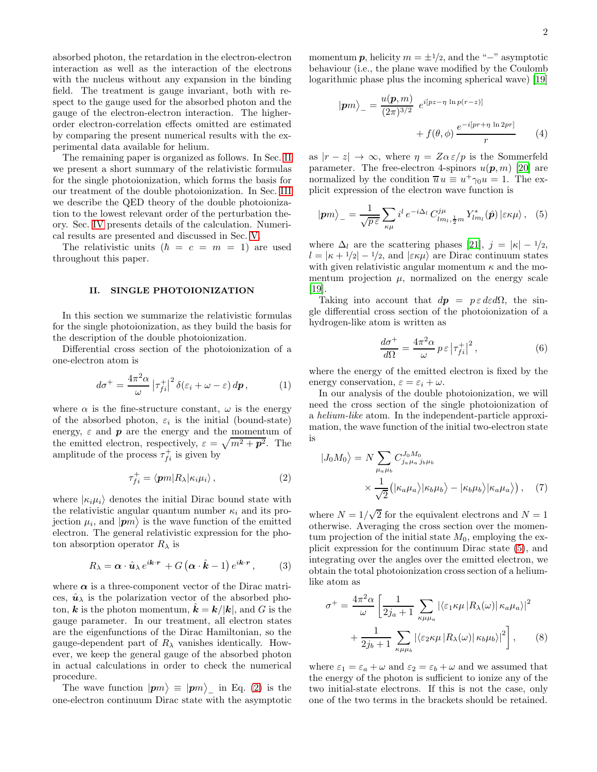absorbed photon, the retardation in the electron-electron interaction as well as the interaction of the electrons with the nucleus without any expansion in the binding field. The treatment is gauge invariant, both with respect to the gauge used for the absorbed photon and the gauge of the electron-electron interaction. The higher-order electron-correlation effects omitted are estimated by comparing the present numerical results with the experimental data available for helium.

The remaining paper is organized as follows. In Sec. II we present a short summary of the relativistic formulas for the single photoionization, which forms the basis for our treatment of the double photoionization. In Sec. III we describe the QED theory of the double photoionization to the lowest relevant order of the perturbation theory. Sec. IV presents details of the calculation. Numerical results are presented and discussed in Sec. V.

The relativistic units ($\hbar = c = m = 1$) are used throughout this paper.

## II. SINGLE PHOTOIONIZATION

In this section we summarize the relativistic formulas for the single photoionization, as they build the basis for the description of the double photoionization.

Differential cross section of the photoionization of a one-electron atom is

$$d\sigma^+ = \frac{4\pi^2\alpha}{\omega}\left|\tau^+_{fi}\right|^2\delta(\varepsilon_i+\omega-\varepsilon)\,d\boldsymbol{p}\,, \tag{1}$$

where $\alpha$ is the fine-structure constant, $\omega$ is the energy of the absorbed photon, $\varepsilon_i$ is the initial (bound-state) energy, $\varepsilon$ and $\boldsymbol{p}$ are the energy and the momentum of the emitted electron, respectively, $\varepsilon = \sqrt{m^2+\boldsymbol{p}^2}$. The amplitude of the process $\tau^+_{fi}$ is given by

$$\tau^+_{fi} = \langle \boldsymbol{p}m|R_\lambda|\kappa_i\mu_i\rangle\,, \tag{2}$$

where $|\kappa_i\mu_i\rangle$ denotes the initial Dirac bound state with the relativistic angular quantum number $\kappa_i$ and its projection $\mu_i$, and $|\boldsymbol{p}m\rangle$ is the wave function of the emitted electron. The general relativistic expression for the photon absorption operator $R_\lambda$ is

$$R_\lambda = \boldsymbol{\alpha}\cdot\hat{\boldsymbol{u}}_\lambda\, e^{i\boldsymbol{k}\cdot\boldsymbol{r}} + G\left(\boldsymbol{\alpha}\cdot\hat{\boldsymbol{k}}-1\right)e^{i\boldsymbol{k}\cdot\boldsymbol{r}}\,, \tag{3}$$

where $\boldsymbol{\alpha}$ is a three-component vector of the Dirac matrices, $\hat{\boldsymbol{u}}_\lambda$ is the polarization vector of the absorbed photon, $\boldsymbol{k}$ is the photon momentum, $\hat{\boldsymbol{k}} = \boldsymbol{k}/|\boldsymbol{k}|$, and $G$ is the gauge parameter. In our treatment, all electron states are the eigenfunctions of the Dirac Hamiltonian, so the gauge-dependent part of $R_\lambda$ vanishes identically. However, we keep the general gauge of the absorbed photon in actual calculations in order to check the numerical procedure.

The wave function $|\boldsymbol{p}m\rangle \equiv |\boldsymbol{p}m\rangle_-$ in Eq. (2) is the one-electron continuum Dirac state with the asymptotic momentum $\boldsymbol{p}$, helicity $m = \pm 1/2$, and the "$-$" asymptotic behaviour (i.e., the plane wave modified by the Coulomb logarithmic phase plus the incoming spherical wave) [19]

$$|\boldsymbol{p}m\rangle_- = \frac{u(\boldsymbol{p},m)}{(2\pi)^{3/2}}\; e^{i[pz-\eta\,\ln p(r-z)]} + f(\theta,\phi)\,\frac{e^{-i[pr+\eta\,\ln 2pr]}}{r} \tag{4}$$

as $|r-z|\to\infty$, where $\eta = Z\alpha\,\varepsilon/p$ is the Sommerfeld parameter. The free-electron 4-spinors $u(\boldsymbol{p},m)$ [20] are normalized by the condition $\overline{u}\,u \equiv u^+\gamma_0 u = 1$. The explicit expression of the electron wave function is

$$|\boldsymbol{p}m\rangle_- = \frac{1}{\sqrt{p\,\varepsilon}}\sum_{\kappa\mu} i^l\, e^{-i\Delta_l}\, C^{j\mu}_{lm_l,\frac{1}{2}m}\, Y^*_{lm_l}(\hat{\boldsymbol{p}})\,|\varepsilon\kappa\mu\rangle\,, \tag{5}$$

where $\Delta_l$ are the scattering phases [21], $j = |\kappa| - 1/2$, $l = |\kappa + 1/2| - 1/2$, and $|\varepsilon\kappa\mu\rangle$ are Dirac continuum states with given relativistic angular momentum $\kappa$ and the momentum projection $\mu$, normalized on the energy scale [19].

Taking into account that $d\boldsymbol{p} = p\,\varepsilon\,d\varepsilon d\Omega$, the single differential cross section of the photoionization of a hydrogen-like atom is written as

$$\frac{d\sigma^+}{d\Omega} = \frac{4\pi^2\alpha}{\omega}\,p\,\varepsilon\left|\tau^+_{fi}\right|^2, \tag{6}$$

where the energy of the emitted electron is fixed by the energy conservation, $\varepsilon = \varepsilon_i + \omega$.

In our analysis of the double photoionization, we will need the cross section of the single photoionization of a *helium-like* atom. In the independent-particle approximation, the wave function of the initial two-electron state is

$$|J_0M_0\rangle = N\sum_{\mu_a\mu_b} C^{J_0M_0}_{j_a\mu_a\,j_b\mu_b} \times\frac{1}{\sqrt{2}}\big(|\kappa_a\mu_a\rangle|\kappa_b\mu_b\rangle - |\kappa_b\mu_b\rangle|\kappa_a\mu_a\rangle\big)\,, \tag{7}$$

where $N = 1/\sqrt{2}$ for the equivalent electrons and $N = 1$ otherwise. Averaging the cross section over the momentum projection of the initial state $M_0$, employing the explicit expression for the continuum Dirac state (5), and integrating over the angles over the emitted electron, we obtain the total photoionization cross section of a helium-like atom as

$$\sigma^+ = \frac{4\pi^2\alpha}{\omega}\left[\frac{1}{2j_a+1}\sum_{\kappa\mu\mu_a}\left|\langle\varepsilon_1\kappa\mu\,|R_\lambda(\omega)|\,\kappa_a\mu_a\rangle\right|^2 + \frac{1}{2j_b+1}\sum_{\kappa\mu\mu_b}\left|\langle\varepsilon_2\kappa\mu\,|R_\lambda(\omega)|\,\kappa_b\mu_b\rangle\right|^2\right], \tag{8}$$

where $\varepsilon_1 = \varepsilon_a + \omega$ and $\varepsilon_2 = \varepsilon_b + \omega$ and we assumed that the energy of the photon is sufficient to ionize any of the two initial-state electrons. If this is not the case, only one of the two terms in the brackets should be retained.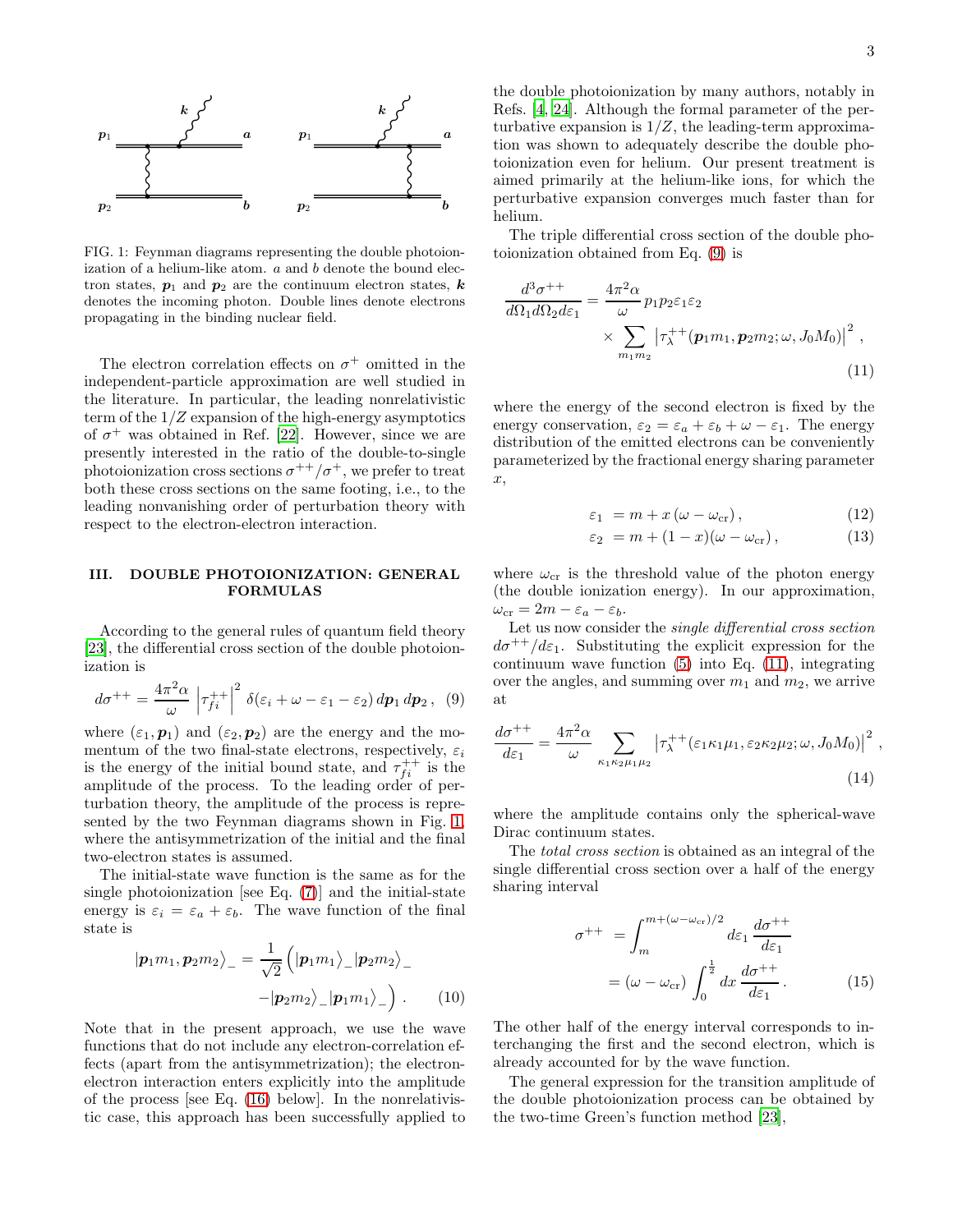FIG. 1: Feynman diagrams representing the double photoionization of a helium-like atom. $a$ and $b$ denote the bound electron states, $\boldsymbol{p}_1$ and $\boldsymbol{p}_2$ are the continuum electron states, $\boldsymbol{k}$ denotes the incoming photon. Double lines denote electrons propagating in the binding nuclear field.

The electron correlation effects on $\sigma^+$ omitted in the independent-particle approximation are well studied in the literature. In particular, the leading nonrelativistic term of the $1/Z$ expansion of the high-energy asymptotics of $\sigma^+$ was obtained in Ref. [22]. However, since we are presently interested in the ratio of the double-to-single photoionization cross sections $\sigma^{++}/\sigma^+$, we prefer to treat both these cross sections on the same footing, i.e., to the leading nonvanishing order of perturbation theory with respect to the electron-electron interaction.

## III. DOUBLE PHOTOIONIZATION: GENERAL FORMULAS

According to the general rules of quantum field theory [23], the differential cross section of the double photoionization is

$$d\sigma^{++} = \frac{4\pi^2\alpha}{\omega} \left|\tau_{fi}^{++}\right|^2 \delta(\varepsilon_i + \omega - \varepsilon_1 - \varepsilon_2)\, d\boldsymbol{p}_1\, d\boldsymbol{p}_2\,, \quad (9)$$

where $(\varepsilon_1, \boldsymbol{p}_1)$ and $(\varepsilon_2, \boldsymbol{p}_2)$ are the energy and the momentum of the two final-state electrons, respectively, $\varepsilon_i$ is the energy of the initial bound state, and $\tau_{fi}^{++}$ is the amplitude of the process. To the leading order of perturbation theory, the amplitude of the process is represented by the two Feynman diagrams shown in Fig. 1, where the antisymmetrization of the initial and the final two-electron states is assumed.

The initial-state wave function is the same as for the single photoionization [see Eq. (7)] and the initial-state energy is $\varepsilon_i = \varepsilon_a + \varepsilon_b$. The wave function of the final state is

$$|\boldsymbol{p}_1 m_1, \boldsymbol{p}_2 m_2\rangle_- = \frac{1}{\sqrt{2}} \Big( |\boldsymbol{p}_1 m_1\rangle_- |\boldsymbol{p}_2 m_2\rangle_- \\ - |\boldsymbol{p}_2 m_2\rangle_- |\boldsymbol{p}_1 m_1\rangle_- \Big)\,. \quad (10)$$

Note that in the present approach, we use the wave functions that do not include any electron-correlation effects (apart from the antisymmetrization); the electron-electron interaction enters explicitly into the amplitude of the process [see Eq. (16) below]. In the nonrelativistic case, this approach has been successfully applied to the double photoionization by many authors, notably in Refs. [4, 24]. Although the formal parameter of the perturbative expansion is $1/Z$, the leading-term approximation was shown to adequately describe the double photoionization even for helium. Our present treatment is aimed primarily at the helium-like ions, for which the perturbative expansion converges much faster than for helium.

The triple differential cross section of the double photoionization obtained from Eq. (9) is

$$\frac{d^3\sigma^{++}}{d\Omega_1 d\Omega_2 d\varepsilon_1} = \frac{4\pi^2\alpha}{\omega}\, p_1 p_2 \varepsilon_1 \varepsilon_2 \\ \times \sum_{m_1 m_2} \left|\tau_\lambda^{++}(\boldsymbol{p}_1 m_1, \boldsymbol{p}_2 m_2; \omega, J_0 M_0)\right|^2\,, \quad (11)$$

where the energy of the second electron is fixed by the energy conservation, $\varepsilon_2 = \varepsilon_a + \varepsilon_b + \omega - \varepsilon_1$. The energy distribution of the emitted electrons can be conveniently parameterized by the fractional energy sharing parameter $x$,

$$\varepsilon_1 = m + x\,(\omega - \omega_{\rm cr})\,, \quad (12)$$

$$\varepsilon_2 = m + (1-x)(\omega - \omega_{\rm cr})\,, \quad (13)$$

where $\omega_{\rm cr}$ is the threshold value of the photon energy (the double ionization energy). In our approximation, $\omega_{\rm cr} = 2m - \varepsilon_a - \varepsilon_b$.

Let us now consider the *single differential cross section* $d\sigma^{++}/d\varepsilon_1$. Substituting the explicit expression for the continuum wave function (5) into Eq. (11), integrating over the angles, and summing over $m_1$ and $m_2$, we arrive at

$$\frac{d\sigma^{++}}{d\varepsilon_1} = \frac{4\pi^2\alpha}{\omega} \sum_{\kappa_1\kappa_2\mu_1\mu_2} \left|\tau_\lambda^{++}(\varepsilon_1\kappa_1\mu_1, \varepsilon_2\kappa_2\mu_2; \omega, J_0 M_0)\right|^2\,, \quad (14)$$

where the amplitude contains only the spherical-wave Dirac continuum states.

The *total cross section* is obtained as an integral of the single differential cross section over a half of the energy sharing interval

$$\sigma^{++} = \int_m^{m+(\omega-\omega_{\rm cr})/2} d\varepsilon_1\, \frac{d\sigma^{++}}{d\varepsilon_1} \\ = (\omega - \omega_{\rm cr}) \int_0^{\frac{1}{2}} dx\, \frac{d\sigma^{++}}{d\varepsilon_1}\,. \quad (15)$$

The other half of the energy interval corresponds to interchanging the first and the second electron, which is already accounted for by the wave function.

The general expression for the transition amplitude of the double photoionization process can be obtained by the two-time Green's function method [23],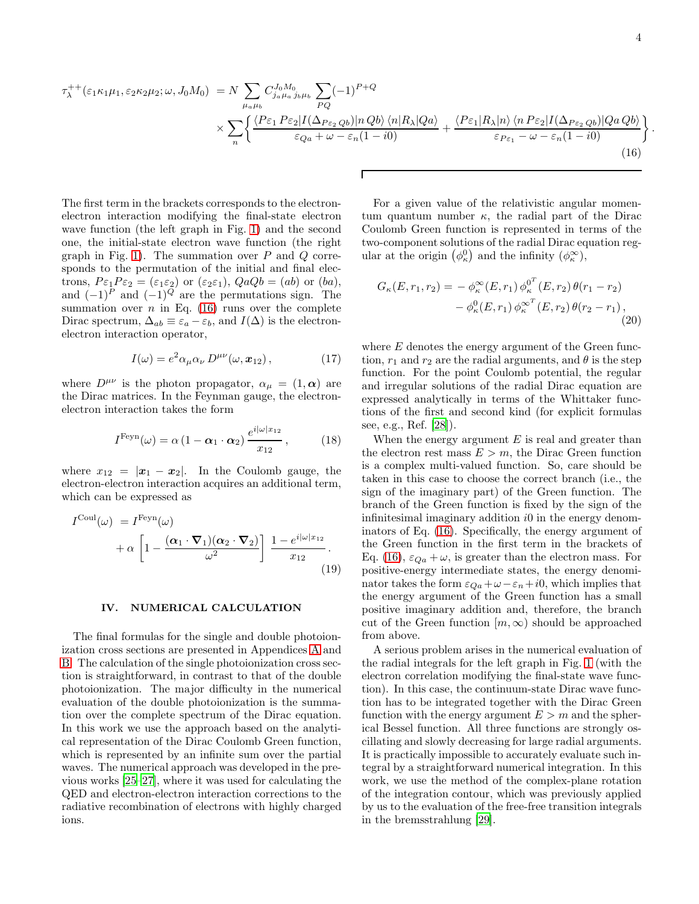$$
\tau_\lambda^{++}(\varepsilon_1\kappa_1\mu_1, \varepsilon_2\kappa_2\mu_2; \omega, J_0M_0) = N \sum_{\mu_a \mu_b} C^{J_0M_0}_{j_a\mu_a\, j_b\mu_b} \sum_{PQ} (-1)^{P+Q} \times \sum_n \left\{ \frac{\langle P\varepsilon_1\, P\varepsilon_2 | I(\Delta_{P\varepsilon_2\, Qb}) | n\, Qb\rangle \, \langle n | R_\lambda | Qa\rangle}{\varepsilon_{Qa} + \omega - \varepsilon_n(1-i0)} + \frac{\langle P\varepsilon_1 | R_\lambda | n\rangle \, \langle n\, P\varepsilon_2 | I(\Delta_{P\varepsilon_2\, Qb}) | Qa\, Qb\rangle}{\varepsilon_{P\varepsilon_1} - \omega - \varepsilon_n(1-i0)} \right\} . \tag{16}
$$

The first term in the brackets corresponds to the electron-electron interaction modifying the final-state electron wave function (the left graph in Fig. 1) and the second one, the initial-state electron wave function (the right graph in Fig. 1). The summation over $P$ and $Q$ corresponds to the permutation of the initial and final electrons, $P\varepsilon_1 P\varepsilon_2 = (\varepsilon_1\varepsilon_2)$ or $(\varepsilon_2\varepsilon_1)$, $QaQb = (ab)$ or $(ba)$, and $(-1)^P$ and $(-1)^Q$ are the permutations sign. The summation over $n$ in Eq. (16) runs over the complete Dirac spectrum, $\Delta_{ab} \equiv \varepsilon_a - \varepsilon_b$, and $I(\Delta)$ is the electron-electron interaction operator,

$$
I(\omega) = e^2 \alpha_\mu \alpha_\nu \, D^{\mu\nu}(\omega, \boldsymbol{x}_{12}) \,, \tag{17}
$$

where $D^{\mu\nu}$ is the photon propagator, $\alpha_\mu = (1, \boldsymbol{\alpha})$ are the Dirac matrices. In the Feynman gauge, the electron-electron interaction takes the form

$$
I^{\rm Feyn}(\omega) = \alpha \, (1 - \boldsymbol{\alpha}_1 \cdot \boldsymbol{\alpha}_2) \, \frac{e^{i|\omega| x_{12}}}{x_{12}} \,, \tag{18}
$$

where $x_{12} = |\boldsymbol{x}_1 - \boldsymbol{x}_2|$. In the Coulomb gauge, the electron-electron interaction acquires an additional term, which can be expressed as

$$
I^{\rm Coul}(\omega) = I^{\rm Feyn}(\omega) + \alpha \left[ 1 - \frac{(\boldsymbol{\alpha}_1 \cdot \boldsymbol{\nabla}_1)(\boldsymbol{\alpha}_2 \cdot \boldsymbol{\nabla}_2)}{\omega^2} \right] \frac{1 - e^{i|\omega| x_{12}}}{x_{12}} \,. \tag{19}
$$

## IV. NUMERICAL CALCULATION

The final formulas for the single and double photoionization cross sections are presented in Appendices A and B. The calculation of the single photoionization cross section is straightforward, in contrast to that of the double photoionization. The major difficulty in the numerical evaluation of the double photoionization is the summation over the complete spectrum of the Dirac equation. In this work we use the approach based on the analytical representation of the Dirac Coulomb Green function, which is represented by an infinite sum over the partial waves. The numerical approach was developed in the previous works [25–27], where it was used for calculating the QED and electron-electron interaction corrections to the radiative recombination of electrons with highly charged ions.

For a given value of the relativistic angular momentum quantum number $\kappa$, the radial part of the Dirac Coulomb Green function is represented in terms of the two-component solutions of the radial Dirac equation regular at the origin $(\phi^0_\kappa)$ and the infinity $(\phi^\infty_\kappa)$,

$$
G_\kappa(E, r_1, r_2) = -\, \phi^\infty_\kappa(E, r_1) \, \phi^{0^T}_\kappa(E, r_2) \, \theta(r_1 - r_2) - \phi^0_\kappa(E, r_1) \, \phi^{\infty^T}_\kappa(E, r_2) \, \theta(r_2 - r_1) \,, \tag{20}
$$

where $E$ denotes the energy argument of the Green function, $r_1$ and $r_2$ are the radial arguments, and $\theta$ is the step function. For the point Coulomb potential, the regular and irregular solutions of the radial Dirac equation are expressed analytically in terms of the Whittaker functions of the first and second kind (for explicit formulas see, e.g., Ref. [28]).

When the energy argument $E$ is real and greater than the electron rest mass $E > m$, the Dirac Green function is a complex multi-valued function. So, care should be taken in this case to choose the correct branch (i.e., the sign of the imaginary part) of the Green function. The branch of the Green function is fixed by the sign of the infinitesimal imaginary addition $i0$ in the energy denominators of Eq. (16). Specifically, the energy argument of the Green function in the first term in the brackets of Eq. (16), $\varepsilon_{Qa} + \omega$, is greater than the electron mass. For positive-energy intermediate states, the energy denominator takes the form $\varepsilon_{Qa} + \omega - \varepsilon_n + i0$, which implies that the energy argument of the Green function has a small positive imaginary addition and, therefore, the branch cut of the Green function $[m, \infty)$ should be approached from above.

A serious problem arises in the numerical evaluation of the radial integrals for the left graph in Fig. 1 (with the electron correlation modifying the final-state wave function). In this case, the continuum-state Dirac wave function has to be integrated together with the Dirac Green function with the energy argument $E > m$ and the spherical Bessel function. All three functions are strongly oscillating and slowly decreasing for large radial arguments. It is practically impossible to accurately evaluate such integral by a straightforward numerical integration. In this work, we use the method of the complex-plane rotation of the integration contour, which was previously applied by us to the evaluation of the free-free transition integrals in the bremsstrahlung [29].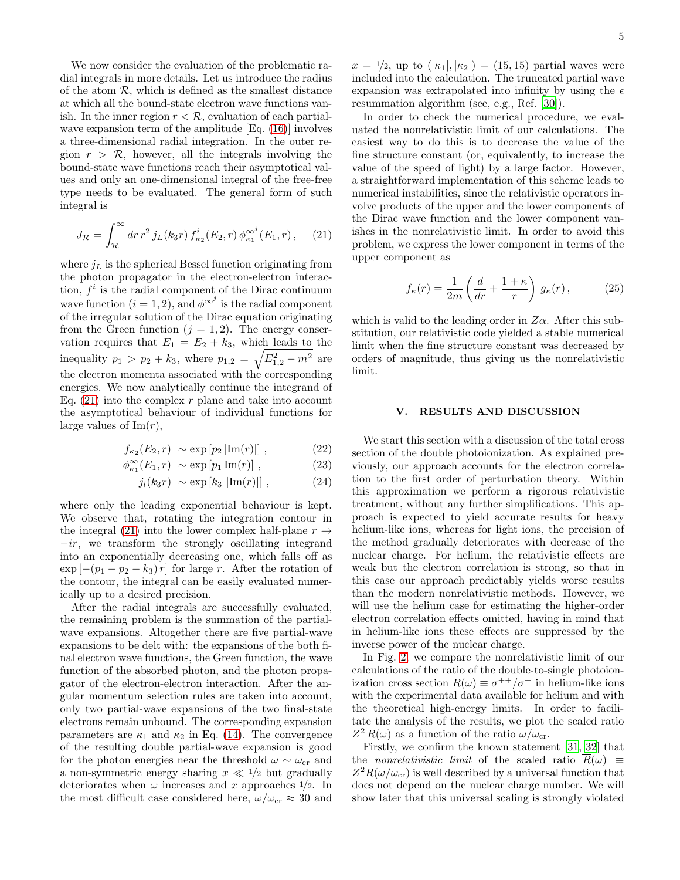We now consider the evaluation of the problematic radial integrals in more details. Let us introduce the radius of the atom $\mathcal{R}$, which is defined as the smallest distance at which all the bound-state electron wave functions vanish. In the inner region $r < \mathcal{R}$, evaluation of each partial-wave expansion term of the amplitude [Eq. (16)] involves a three-dimensional radial integration. In the outer region $r > \mathcal{R}$, however, all the integrals involving the bound-state wave functions reach their asymptotical values and only an one-dimensional integral of the free-free type needs to be evaluated. The general form of such integral is

$$J_{\mathcal{R}} = \int_{\mathcal{R}}^{\infty} dr\, r^2\, j_L(k_3 r)\, f^i_{\kappa_2}(E_2, r)\, \phi^{\infty^j}_{\kappa_1}(E_1, r)\,, \tag{21}$$

where $j_L$ is the spherical Bessel function originating from the photon propagator in the electron-electron interaction, $f^i$ is the radial component of the Dirac continuum wave function ($i = 1, 2$), and $\phi^{\infty^j}$ is the radial component of the irregular solution of the Dirac equation originating from the Green function ($j = 1, 2$). The energy conservation requires that $E_1 = E_2 + k_3$, which leads to the inequality $p_1 > p_2 + k_3$, where $p_{1,2} = \sqrt{E_{1,2}^2 - m^2}$ are the electron momenta associated with the corresponding energies. We now analytically continue the integrand of Eq. (21) into the complex $r$ plane and take into account the asymptotical behaviour of individual functions for large values of $\mathrm{Im}(r)$,

$$f_{\kappa_2}(E_2, r) \sim \exp\left[p_2\, |\mathrm{Im}(r)|\right]\,, \tag{22}$$

$$\phi^{\infty}_{\kappa_1}(E_1, r) \sim \exp\left[p_1\, \mathrm{Im}(r)\right]\,, \tag{23}$$

$$j_l(k_3 r) \sim \exp\left[k_3\, |\mathrm{Im}(r)|\right]\,, \tag{24}$$

where only the leading exponential behaviour is kept. We observe that, rotating the integration contour in the integral (21) into the lower complex half-plane $r \to -ir$, we transform the strongly oscillating integrand into an exponentially decreasing one, which falls off as $\exp\left[-(p_1 - p_2 - k_3)\, r\right]$ for large $r$. After the rotation of the contour, the integral can be easily evaluated numerically up to a desired precision.

After the radial integrals are successfully evaluated, the remaining problem is the summation of the partial-wave expansions. Altogether there are five partial-wave expansions to be delt with: the expansions of the both final electron wave functions, the Green function, the wave function of the absorbed photon, and the photon propagator of the electron-electron interaction. After the angular momentum selection rules are taken into account, only two partial-wave expansions of the two final-state electrons remain unbound. The corresponding expansion parameters are $\kappa_1$ and $\kappa_2$ in Eq. (14). The convergence of the resulting double partial-wave expansion is good for the photon energies near the threshold $\omega \sim \omega_{\rm cr}$ and a non-symmetric energy sharing $x \ll 1/2$ but gradually deteriorates when $\omega$ increases and $x$ approaches $1/2$. In the most difficult case considered here, $\omega/\omega_{\rm cr} \approx 30$ and $x = 1/2$, up to $(|\kappa_1|, |\kappa_2|) = (15, 15)$ partial waves were included into the calculation. The truncated partial wave expansion was extrapolated into infinity by using the $\epsilon$ resummation algorithm (see, e.g., Ref. [30]).

In order to check the numerical procedure, we evaluated the nonrelativistic limit of our calculations. The easiest way to do this is to decrease the value of the fine structure constant (or, equivalently, to increase the value of the speed of light) by a large factor. However, a straightforward implementation of this scheme leads to numerical instabilities, since the relativistic operators involve products of the upper and the lower components of the Dirac wave function and the lower component vanishes in the nonrelativistic limit. In order to avoid this problem, we express the lower component in terms of the upper component as

$$f_\kappa(r) = \frac{1}{2m}\left(\frac{d}{dr} + \frac{1+\kappa}{r}\right) g_\kappa(r)\,, \tag{25}$$

which is valid to the leading order in $Z\alpha$. After this substitution, our relativistic code yielded a stable numerical limit when the fine structure constant was decreased by orders of magnitude, thus giving us the nonrelativistic limit.

## V. RESULTS AND DISCUSSION

We start this section with a discussion of the total cross section of the double photoionization. As explained previously, our approach accounts for the electron correlation to the first order of perturbation theory. Within this approximation we perform a rigorous relativistic treatment, without any further simplifications. This approach is expected to yield accurate results for heavy helium-like ions, whereas for light ions, the precision of the method gradually deteriorates with decrease of the nuclear charge. For helium, the relativistic effects are weak but the electron correlation is strong, so that in this case our approach predictably yields worse results than the modern nonrelativistic methods. However, we will use the helium case for estimating the higher-order electron correlation effects omitted, having in mind that in helium-like ions these effects are suppressed by the inverse power of the nuclear charge.

In Fig. 2 we compare the nonrelativistic limit of our calculations of the ratio of the double-to-single photoionization cross section $R(\omega) \equiv \sigma^{++}/\sigma^{+}$ in helium-like ions with the experimental data available for helium and with the theoretical high-energy limits. In order to facilitate the analysis of the results, we plot the scaled ratio $Z^2 R(\omega)$ as a function of the ratio $\omega/\omega_{\rm cr}$.

Firstly, we confirm the known statement [31, 32] that the *nonrelativistic limit* of the scaled ratio $\overline{R}(\omega) \equiv Z^2 R(\omega/\omega_{\rm cr})$ is well described by a universal function that does not depend on the nuclear charge number. We will show later that this universal scaling is strongly violated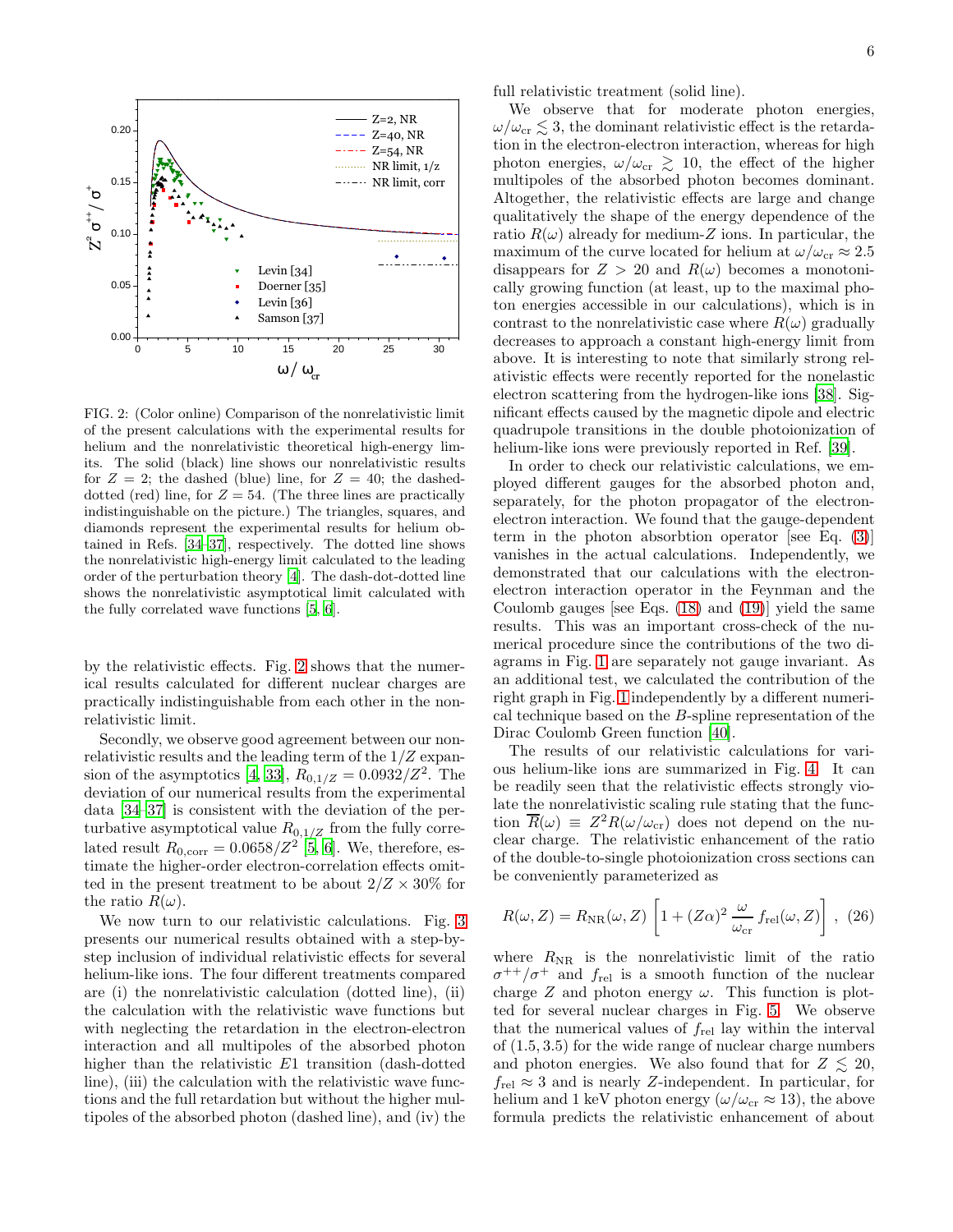FIG. 2: (Color online) Comparison of the nonrelativistic limit of the present calculations with the experimental results for helium and the nonrelativistic theoretical high-energy limits. The solid (black) line shows our nonrelativistic results for $Z = 2$; the dashed (blue) line, for $Z = 40$; the dashed-dotted (red) line, for $Z = 54$. (The three lines are practically indistinguishable on the picture.) The triangles, squares, and diamonds represent the experimental results for helium obtained in Refs. [34–37], respectively. The dotted line shows the nonrelativistic high-energy limit calculated to the leading order of the perturbation theory [4]. The dash-dot-dotted line shows the nonrelativistic asymptotical limit calculated with the fully correlated wave functions [5, 6].

by the relativistic effects. Fig. 2 shows that the numerical results calculated for different nuclear charges are practically indistinguishable from each other in the nonrelativistic limit.

Secondly, we observe good agreement between our nonrelativistic results and the leading term of the $1/Z$ expansion of the asymptotics [4, 33], $R_{0,1/Z} = 0.0932/Z^2$. The deviation of our numerical results from the experimental data [34–37] is consistent with the deviation of the perturbative asymptotical value $R_{0,1/Z}$ from the fully correlated result $R_{0,\mathrm{corr}} = 0.0658/Z^2$ [5, 6]. We, therefore, estimate the higher-order electron-correlation effects omitted in the present treatment to be about $2/Z \times 30\%$ for the ratio $R(\omega)$.

We now turn to our relativistic calculations. Fig. 3 presents our numerical results obtained with a step-by-step inclusion of individual relativistic effects for several helium-like ions. The four different treatments compared are (i) the nonrelativistic calculation (dotted line), (ii) the calculation with the relativistic wave functions but with neglecting the retardation in the electron-electron interaction and all multipoles of the absorbed photon higher than the relativistic $E1$ transition (dash-dotted line), (iii) the calculation with the relativistic wave functions and the full retardation but without the higher multipoles of the absorbed photon (dashed line), and (iv) the full relativistic treatment (solid line).

We observe that for moderate photon energies, $\omega/\omega_{\mathrm{cr}} \lesssim 3$, the dominant relativistic effect is the retardation in the electron-electron interaction, whereas for high photon energies, $\omega/\omega_{\mathrm{cr}} \gtrsim 10$, the effect of the higher multipoles of the absorbed photon becomes dominant. Altogether, the relativistic effects are large and change qualitatively the shape of the energy dependence of the ratio $R(\omega)$ already for medium-$Z$ ions. In particular, the maximum of the curve located for helium at $\omega/\omega_{\mathrm{cr}} \approx 2.5$ disappears for $Z > 20$ and $R(\omega)$ becomes a monotonically growing function (at least, up to the maximal photon energies accessible in our calculations), which is in contrast to the nonrelativistic case where $R(\omega)$ gradually decreases to approach a constant high-energy limit from above. It is interesting to note that similarly strong relativistic effects were recently reported for the nonelastic electron scattering from the hydrogen-like ions [38]. Significant effects caused by the magnetic dipole and electric quadrupole transitions in the double photoionization of helium-like ions were previously reported in Ref. [39].

In order to check our relativistic calculations, we employed different gauges for the absorbed photon and, separately, for the photon propagator of the electron-electron interaction. We found that the gauge-dependent term in the photon absorbtion operator [see Eq. (3)] vanishes in the actual calculations. Independently, we demonstrated that our calculations with the electron-electron interaction operator in the Feynman and the Coulomb gauges [see Eqs. (18) and (19)] yield the same results. This was an important cross-check of the numerical procedure since the contributions of the two diagrams in Fig. 1 are separately not gauge invariant. As an additional test, we calculated the contribution of the right graph in Fig. 1 independently by a different numerical technique based on the $B$-spline representation of the Dirac Coulomb Green function [40].

The results of our relativistic calculations for various helium-like ions are summarized in Fig. 4. It can be readily seen that the relativistic effects strongly violate the nonrelativistic scaling rule stating that the function $\overline{R}(\omega) \equiv Z^2 R(\omega/\omega_{\mathrm{cr}})$ does not depend on the nuclear charge. The relativistic enhancement of the ratio of the double-to-single photoionization cross sections can be conveniently parameterized as

$$R(\omega, Z) = R_{\mathrm{NR}}(\omega, Z) \left[ 1 + (Z\alpha)^2 \frac{\omega}{\omega_{\mathrm{cr}}} f_{\mathrm{rel}}(\omega, Z) \right] , \quad (26)$$

where $R_{\mathrm{NR}}$ is the nonrelativistic limit of the ratio $\sigma^{++}/\sigma^{+}$ and $f_{\mathrm{rel}}$ is a smooth function of the nuclear charge $Z$ and photon energy $\omega$. This function is plotted for several nuclear charges in Fig. 5. We observe that the numerical values of $f_{\mathrm{rel}}$ lay within the interval of $(1.5, 3.5)$ for the wide range of nuclear charge numbers and photon energies. We also found that for $Z \lesssim 20$, $f_{\mathrm{rel}} \approx 3$ and is nearly $Z$-independent. In particular, for helium and 1 keV photon energy ($\omega/\omega_{\mathrm{cr}} \approx 13$), the above formula predicts the relativistic enhancement of about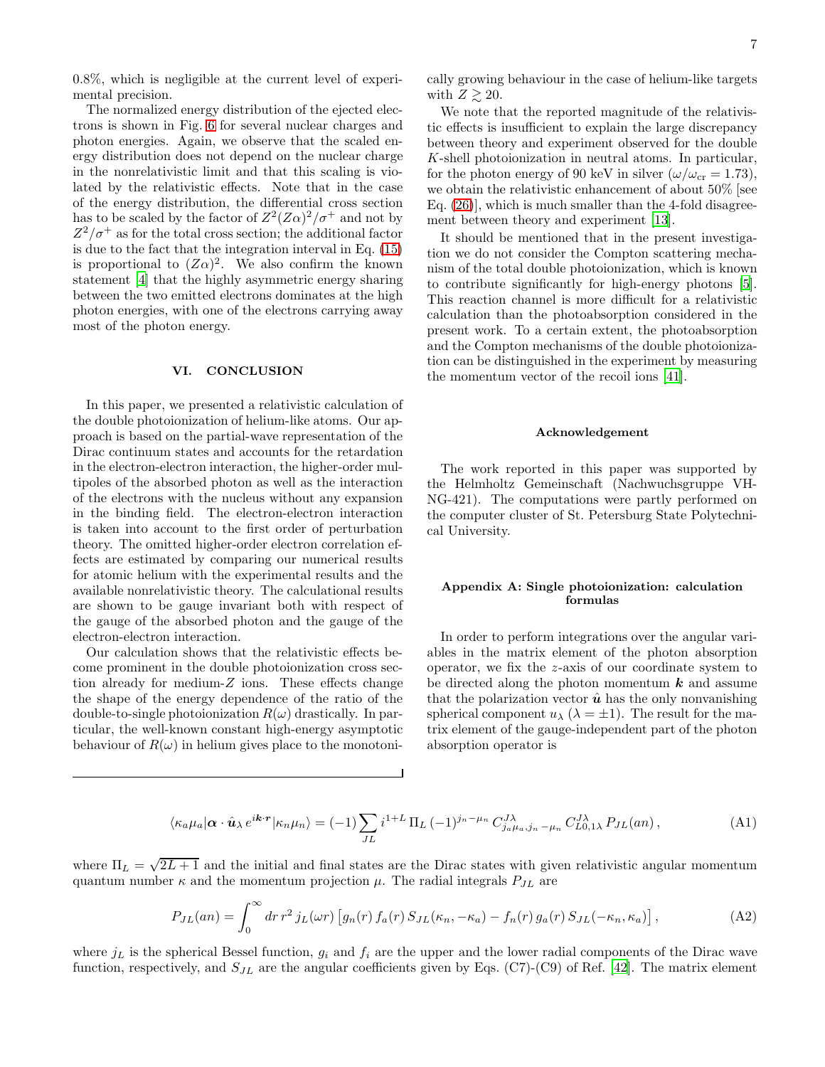0.8%, which is negligible at the current level of experimental precision.

The normalized energy distribution of the ejected electrons is shown in Fig. 6 for several nuclear charges and photon energies. Again, we observe that the scaled energy distribution does not depend on the nuclear charge in the nonrelativistic limit and that this scaling is violated by the relativistic effects. Note that in the case of the energy distribution, the differential cross section has to be scaled by the factor of $Z^2(Z\alpha)^2/\sigma^+$ and not by $Z^2/\sigma^+$ as for the total cross section; the additional factor is due to the fact that the integration interval in Eq. (15) is proportional to $(Z\alpha)^2$. We also confirm the known statement [4] that the highly asymmetric energy sharing between the two emitted electrons dominates at the high photon energies, with one of the electrons carrying away most of the photon energy.

## VI. CONCLUSION

In this paper, we presented a relativistic calculation of the double photoionization of helium-like atoms. Our approach is based on the partial-wave representation of the Dirac continuum states and accounts for the retardation in the electron-electron interaction, the higher-order multipoles of the absorbed photon as well as the interaction of the electrons with the nucleus without any expansion in the binding field. The electron-electron interaction is taken into account to the first order of perturbation theory. The omitted higher-order electron correlation effects are estimated by comparing our numerical results for atomic helium with the experimental results and the available nonrelativistic theory. The calculational results are shown to be gauge invariant both with respect of the gauge of the absorbed photon and the gauge of the electron-electron interaction.

Our calculation shows that the relativistic effects become prominent in the double photoionization cross section already for medium-$Z$ ions. These effects change the shape of the energy dependence of the ratio of the double-to-single photoionization $R(\omega)$ drastically. In particular, the well-known constant high-energy asymptotic behaviour of $R(\omega)$ in helium gives place to the monotonically growing behaviour in the case of helium-like targets with $Z \gtrsim 20$.

We note that the reported magnitude of the relativistic effects is insufficient to explain the large discrepancy between theory and experiment observed for the double $K$-shell photoionization in neutral atoms. In particular, for the photon energy of 90 keV in silver ($\omega/\omega_{\rm cr} = 1.73$), we obtain the relativistic enhancement of about 50% [see Eq. (26)], which is much smaller than the 4-fold disagreement between theory and experiment [13].

It should be mentioned that in the present investigation we do not consider the Compton scattering mechanism of the total double photoionization, which is known to contribute significantly for high-energy photons [5]. This reaction channel is more difficult for a relativistic calculation than the photoabsorption considered in the present work. To a certain extent, the photoabsorption and the Compton mechanisms of the double photoionization can be distinguished in the experiment by measuring the momentum vector of the recoil ions [41].

#### Acknowledgement

The work reported in this paper was supported by the Helmholtz Gemeinschaft (Nachwuchsgruppe VH-NG-421). The computations were partly performed on the computer cluster of St. Petersburg State Polytechnical University.

#### Appendix A: Single photoionization: calculation formulas

In order to perform integrations over the angular variables in the matrix element of the photon absorption operator, we fix the $z$-axis of our coordinate system to be directed along the photon momentum $\boldsymbol{k}$ and assume that the polarization vector $\hat{\boldsymbol{u}}$ has the only nonvanishing spherical component $u_\lambda$ ($\lambda = \pm 1$). The result for the matrix element of the gauge-independent part of the photon absorption operator is

$$\langle \kappa_a \mu_a | \boldsymbol{\alpha} \cdot \hat{\boldsymbol{u}}_\lambda \, e^{i\boldsymbol{k}\cdot\boldsymbol{r}} | \kappa_n \mu_n \rangle = (-1) \sum_{JL} i^{1+L} \, \Pi_L \, (-1)^{j_n - \mu_n} \, C^{J\lambda}_{j_a \mu_a, j_n \, -\mu_n} \, C^{J\lambda}_{L0,1\lambda} \, P_{JL}(an) \,, \tag{A1}$$

where $\Pi_L = \sqrt{2L+1}$ and the initial and final states are the Dirac states with given relativistic angular momentum quantum number $\kappa$ and the momentum projection $\mu$. The radial integrals $P_{JL}$ are

$$P_{JL}(an) = \int_0^\infty dr \, r^2 \, j_L(\omega r) \left[ g_n(r) \, f_a(r) \, S_{JL}(\kappa_n, -\kappa_a) - f_n(r) \, g_a(r) \, S_{JL}(-\kappa_n, \kappa_a) \right] , \tag{A2}$$

where $j_L$ is the spherical Bessel function, $g_i$ and $f_i$ are the upper and the lower radial components of the Dirac wave function, respectively, and $S_{JL}$ are the angular coefficients given by Eqs. (C7)-(C9) of Ref. [42]. The matrix element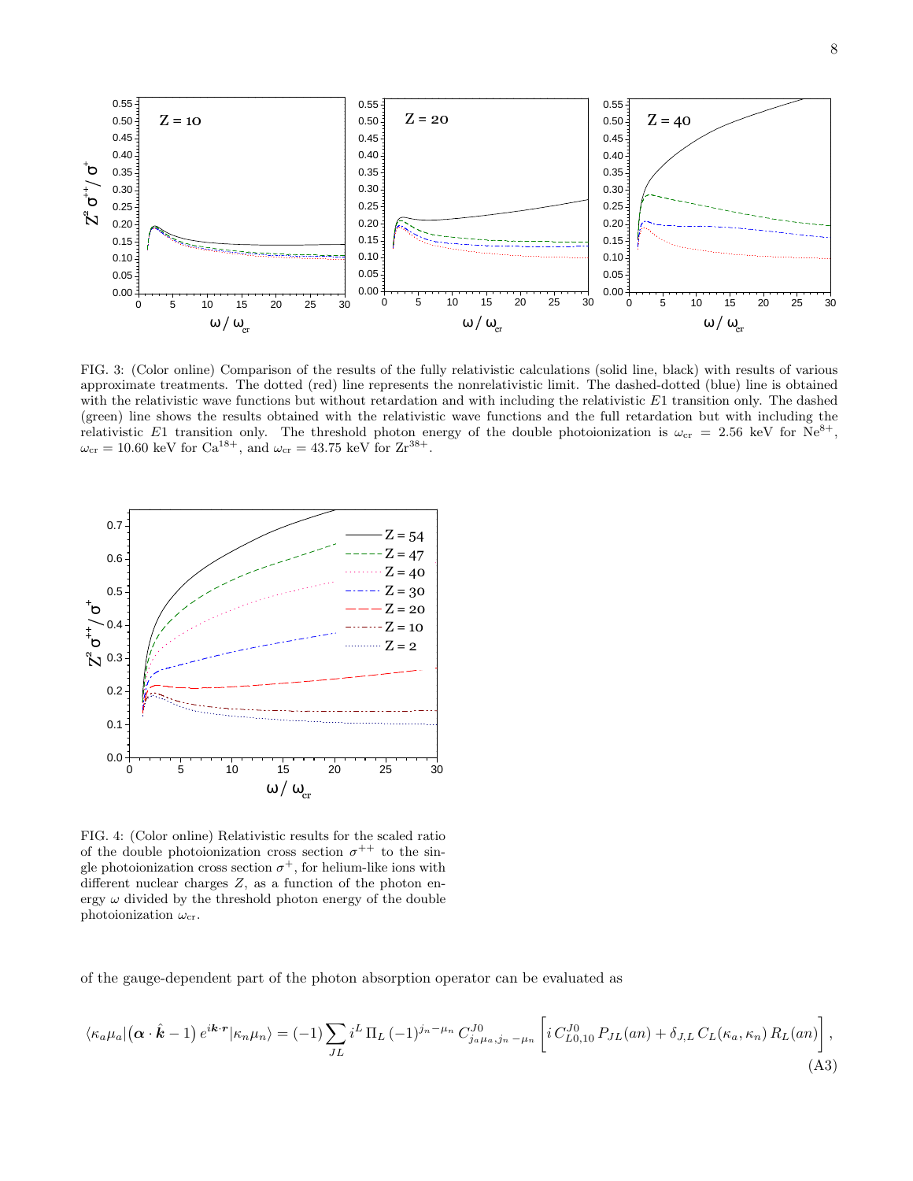FIG. 3: (Color online) Comparison of the results of the fully relativistic calculations (solid line, black) with results of various approximate treatments. The dotted (red) line represents the nonrelativistic limit. The dashed-dotted (blue) line is obtained with the relativistic wave functions but without retardation and with including the relativistic $E1$ transition only. The dashed (green) line shows the results obtained with the relativistic wave functions and the full retardation but with including the relativistic $E1$ transition only. The threshold photon energy of the double photoionization is $\omega_{\rm cr} = 2.56$ keV for $\mathrm{Ne}^{8+}$, $\omega_{\rm cr} = 10.60$ keV for $\mathrm{Ca}^{18+}$, and $\omega_{\rm cr} = 43.75$ keV for $\mathrm{Zr}^{38+}$.

FIG. 4: (Color online) Relativistic results for the scaled ratio of the double photoionization cross section $\sigma^{++}$ to the single photoionization cross section $\sigma^{+}$, for helium-like ions with different nuclear charges $Z$, as a function of the photon energy $\omega$ divided by the threshold photon energy of the double photoionization $\omega_{\rm cr}$.

of the gauge-dependent part of the photon absorption operator can be evaluated as

$$\langle \kappa_a \mu_a | \left( \boldsymbol{\alpha} \cdot \hat{\boldsymbol{k}} - 1 \right) e^{i\boldsymbol{k}\cdot\boldsymbol{r}} | \kappa_n \mu_n \rangle = (-1) \sum_{JL} i^L \, \Pi_L \, (-1)^{j_n - \mu_n} \, C^{J0}_{j_a \mu_a, j_n \, -\mu_n} \left[ i \, C^{J0}_{L0,10} \, P_{JL}(an) + \delta_{J,L} \, C_L(\kappa_a, \kappa_n) \, R_L(an) \right], \tag{A3}$$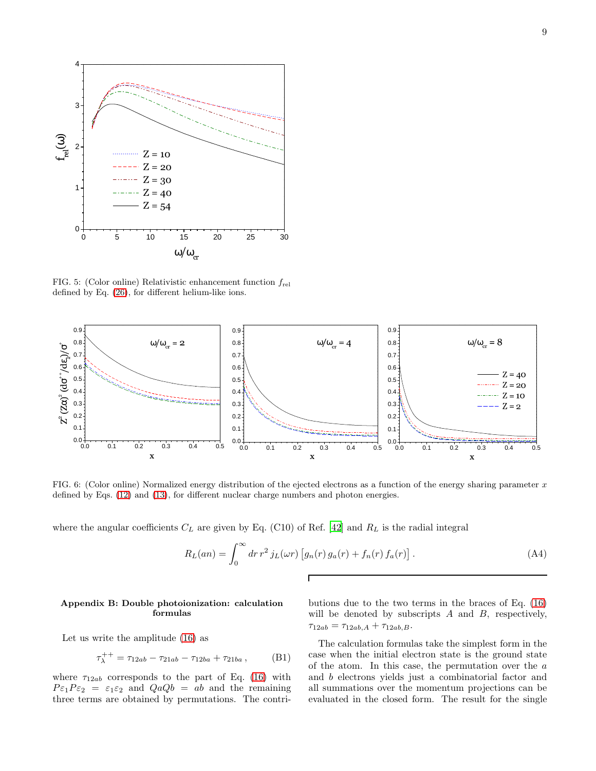FIG. 5: (Color online) Relativistic enhancement function $f_{\rm rel}$ defined by Eq. (26), for different helium-like ions.

FIG. 6: (Color online) Normalized energy distribution of the ejected electrons as a function of the energy sharing parameter $x$ defined by Eqs. (12) and (13), for different nuclear charge numbers and photon energies.

where the angular coefficients $C_L$ are given by Eq. (C10) of Ref. [42] and $R_L$ is the radial integral

$$R_L(an) = \int_0^\infty dr\, r^2\, j_L(\omega r)\, \big[g_n(r)\, g_a(r) + f_n(r)\, f_a(r)\big]\,. \tag{A4}$$

### Appendix B: Double photoionization: calculation formulas

Let us write the amplitude (16) as

$$\tau_\lambda^{++} = \tau_{12ab} - \tau_{21ab} - \tau_{12ba} + \tau_{21ba}\,, \tag{B1}$$

where $\tau_{12ab}$ corresponds to the part of Eq. (16) with $P\varepsilon_1 P\varepsilon_2 = \varepsilon_1\varepsilon_2$ and $QaQb = ab$ and the remaining three terms are obtained by permutations. The contributions due to the two terms in the braces of Eq. (16) will be denoted by subscripts $A$ and $B$, respectively, $\tau_{12ab} = \tau_{12ab,A} + \tau_{12ab,B}$.

The calculation formulas take the simplest form in the case when the initial electron state is the ground state of the atom. In this case, the permutation over the $a$ and $b$ electrons yields just a combinatorial factor and all summations over the momentum projections can be evaluated in the closed form. The result for the single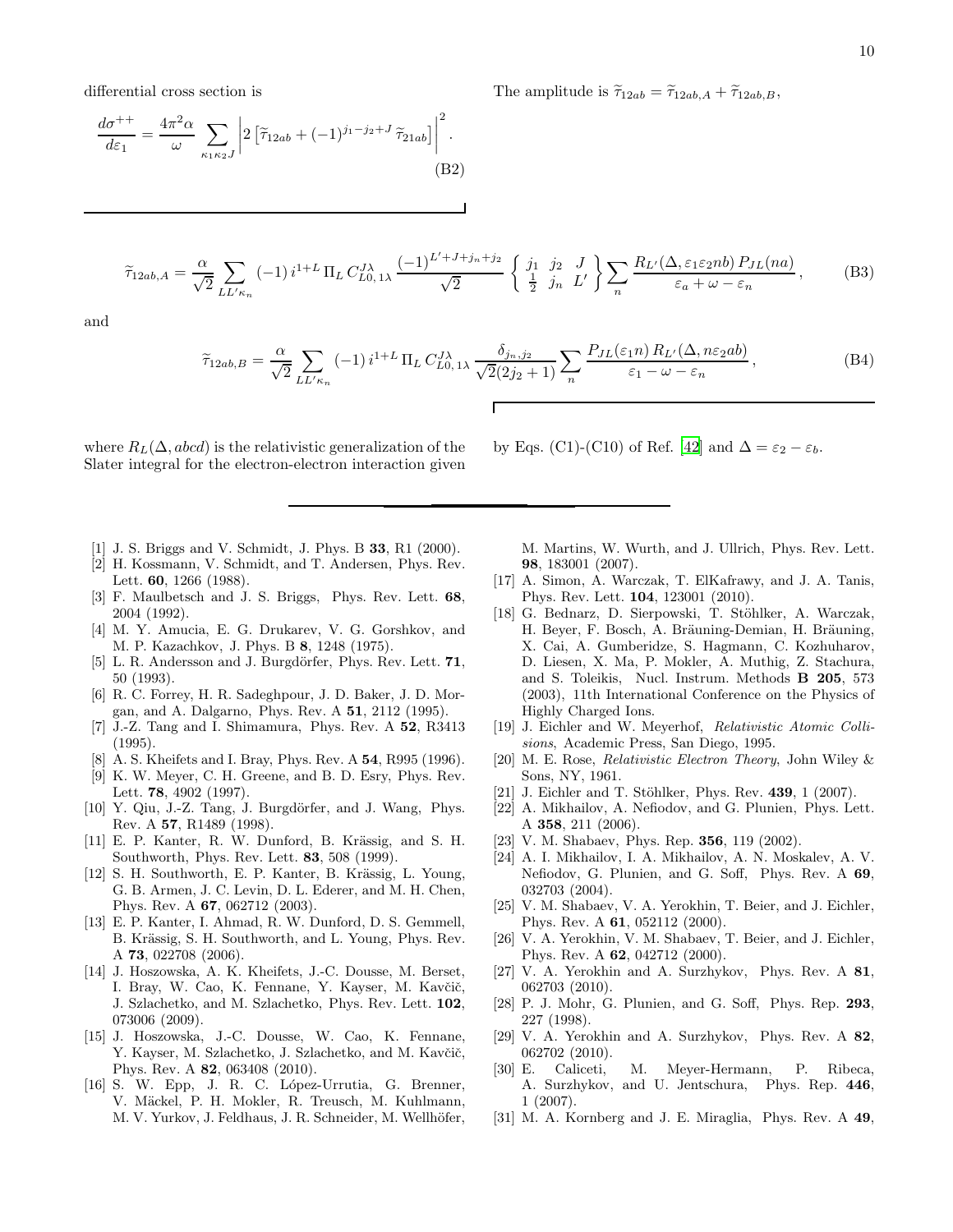differential cross section is

$$\frac{d\sigma^{++}}{d\varepsilon_1} = \frac{4\pi^2\alpha}{\omega} \sum_{\kappa_1\kappa_2 J} \left| 2\left[ \widetilde{\tau}_{12ab} + (-1)^{j_1-j_2+J}\,\widetilde{\tau}_{21ab} \right] \right|^2 . \tag{B2}$$

The amplitude is $\widetilde{\tau}_{12ab} = \widetilde{\tau}_{12ab,A} + \widetilde{\tau}_{12ab,B}$,

$$\widetilde{\tau}_{12ab,A} = \frac{\alpha}{\sqrt{2}} \sum_{LL'\kappa_n} (-1)\, i^{1+L}\, \Pi_L\, C^{J\lambda}_{L0,\,1\lambda}\, \frac{(-1)^{L'+J+j_n+j_2}}{\sqrt{2}} \left\{ \begin{array}{ccc} j_1 & j_2 & J \\ \frac{1}{2} & j_n & L' \end{array} \right\} \sum_n \frac{R_{L'}(\Delta, \varepsilon_1\varepsilon_2 nb)\, P_{JL}(na)}{\varepsilon_a + \omega - \varepsilon_n} , \tag{B3}$$

and

$$\widetilde{\tau}_{12ab,B} = \frac{\alpha}{\sqrt{2}} \sum_{LL'\kappa_n} (-1)\, i^{1+L}\, \Pi_L\, C^{J\lambda}_{L0,\,1\lambda}\, \frac{\delta_{j_n,j_2}}{\sqrt{2}(2j_2+1)} \sum_n \frac{P_{JL}(\varepsilon_1 n)\, R_{L'}(\Delta, n\varepsilon_2 ab)}{\varepsilon_1 - \omega - \varepsilon_n} , \tag{B4}$$

where $R_L(\Delta, abcd)$ is the relativistic generalization of the Slater integral for the electron-electron interaction given by Eqs. (C1)-(C10) of Ref. [42] and $\Delta = \varepsilon_2 - \varepsilon_b$.

---

[1] J. S. Briggs and V. Schmidt, J. Phys. B **33**, R1 (2000).

[2] H. Kossmann, V. Schmidt, and T. Andersen, Phys. Rev. Lett. **60**, 1266 (1988).

[3] F. Maulbetsch and J. S. Briggs, Phys. Rev. Lett. **68**, 2004 (1992).

[4] M. Y. Amucia, E. G. Drukarev, V. G. Gorshkov, and M. P. Kazachkov, J. Phys. B **8**, 1248 (1975).

[5] L. R. Andersson and J. Burgdörfer, Phys. Rev. Lett. **71**, 50 (1993).

[6] R. C. Forrey, H. R. Sadeghpour, J. D. Baker, J. D. Morgan, and A. Dalgarno, Phys. Rev. A **51**, 2112 (1995).

[7] J.-Z. Tang and I. Shimamura, Phys. Rev. A **52**, R3413 (1995).

[8] A. S. Kheifets and I. Bray, Phys. Rev. A **54**, R995 (1996).

[9] K. W. Meyer, C. H. Greene, and B. D. Esry, Phys. Rev. Lett. **78**, 4902 (1997).

[10] Y. Qiu, J.-Z. Tang, J. Burgdörfer, and J. Wang, Phys. Rev. A **57**, R1489 (1998).

[11] E. P. Kanter, R. W. Dunford, B. Krässig, and S. H. Southworth, Phys. Rev. Lett. **83**, 508 (1999).

[12] S. H. Southworth, E. P. Kanter, B. Krässig, L. Young, G. B. Armen, J. C. Levin, D. L. Ederer, and M. H. Chen, Phys. Rev. A **67**, 062712 (2003).

[13] E. P. Kanter, I. Ahmad, R. W. Dunford, D. S. Gemmell, B. Krässig, S. H. Southworth, and L. Young, Phys. Rev. A **73**, 022708 (2006).

[14] J. Hoszowska, A. K. Kheifets, J.-C. Dousse, M. Berset, I. Bray, W. Cao, K. Fennane, Y. Kayser, M. Kavčič, J. Szlachetko, and M. Szlachetko, Phys. Rev. Lett. **102**, 073006 (2009).

[15] J. Hoszowska, J.-C. Dousse, W. Cao, K. Fennane, Y. Kayser, M. Szlachetko, J. Szlachetko, and M. Kavčič, Phys. Rev. A **82**, 063408 (2010).

[16] S. W. Epp, J. R. C. López-Urrutia, G. Brenner, V. Mäckel, P. H. Mokler, R. Treusch, M. Kuhlmann, M. V. Yurkov, J. Feldhaus, J. R. Schneider, M. Wellhöfer, M. Martins, W. Wurth, and J. Ullrich, Phys. Rev. Lett. **98**, 183001 (2007).

[17] A. Simon, A. Warczak, T. ElKafrawy, and J. A. Tanis, Phys. Rev. Lett. **104**, 123001 (2010).

[18] G. Bednarz, D. Sierpowski, T. Stöhlker, A. Warczak, H. Beyer, F. Bosch, A. Bräuning-Demian, H. Bräuning, X. Cai, A. Gumberidze, S. Hagmann, C. Kozhuharov, D. Liesen, X. Ma, P. Mokler, A. Muthig, Z. Stachura, and S. Toleikis, Nucl. Instrum. Methods **B 205**, 573 (2003), 11th International Conference on the Physics of Highly Charged Ions.

[19] J. Eichler and W. Meyerhof, *Relativistic Atomic Collisions*, Academic Press, San Diego, 1995.

[20] M. E. Rose, *Relativistic Electron Theory*, John Wiley & Sons, NY, 1961.

[21] J. Eichler and T. Stöhlker, Phys. Rev. **439**, 1 (2007).

[22] A. Mikhailov, A. Nefiodov, and G. Plunien, Phys. Lett. A **358**, 211 (2006).

[23] V. M. Shabaev, Phys. Rep. **356**, 119 (2002).

[24] A. I. Mikhailov, I. A. Mikhailov, A. N. Moskalev, A. V. Nefiodov, G. Plunien, and G. Soff, Phys. Rev. A **69**, 032703 (2004).

[25] V. M. Shabaev, V. A. Yerokhin, T. Beier, and J. Eichler, Phys. Rev. A **61**, 052112 (2000).

[26] V. A. Yerokhin, V. M. Shabaev, T. Beier, and J. Eichler, Phys. Rev. A **62**, 042712 (2000).

[27] V. A. Yerokhin and A. Surzhykov, Phys. Rev. A **81**, 062703 (2010).

[28] P. J. Mohr, G. Plunien, and G. Soff, Phys. Rep. **293**, 227 (1998).

[29] V. A. Yerokhin and A. Surzhykov, Phys. Rev. A **82**, 062702 (2010).

[30] E. Caliceti, M. Meyer-Hermann, P. Ribeca, A. Surzhykov, and U. Jentschura, Phys. Rep. **446**, 1 (2007).

[31] M. A. Kornberg and J. E. Miraglia, Phys. Rev. A **49**,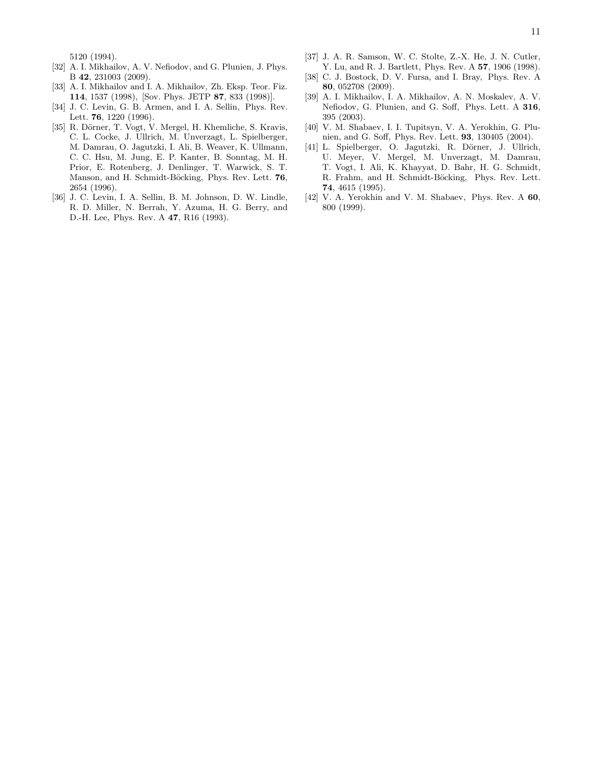5120 (1994).

[32] A. I. Mikhailov, A. V. Nefiodov, and G. Plunien, J. Phys. B **42**, 231003 (2009).

[33] A. I. Mikhailov and I. A. Mikhailov, Zh. Eksp. Teor. Fiz. **114**, 1537 (1998), [Sov. Phys. JETP **87**, 833 (1998)].

[34] J. C. Levin, G. B. Armen, and I. A. Sellin, Phys. Rev. Lett. **76**, 1220 (1996).

[35] R. Dörner, T. Vogt, V. Mergel, H. Khemliche, S. Kravis, C. L. Cocke, J. Ullrich, M. Unverzagt, L. Spielberger, M. Damrau, O. Jagutzki, I. Ali, B. Weaver, K. Ullmann, C. C. Hsu, M. Jung, E. P. Kanter, B. Sonntag, M. H. Prior, E. Rotenberg, J. Denlinger, T. Warwick, S. T. Manson, and H. Schmidt-Böcking, Phys. Rev. Lett. **76**, 2654 (1996).

[36] J. C. Levin, I. A. Sellin, B. M. Johnson, D. W. Lindle, R. D. Miller, N. Berrah, Y. Azuma, H. G. Berry, and D.-H. Lee, Phys. Rev. A **47**, R16 (1993).

[37] J. A. R. Samson, W. C. Stolte, Z.-X. He, J. N. Cutler, Y. Lu, and R. J. Bartlett, Phys. Rev. A **57**, 1906 (1998).

[38] C. J. Bostock, D. V. Fursa, and I. Bray, Phys. Rev. A **80**, 052708 (2009).

[39] A. I. Mikhailov, I. A. Mikhailov, A. N. Moskalev, A. V. Nefiodov, G. Plunien, and G. Soff, Phys. Lett. A **316**, 395 (2003).

[40] V. M. Shabaev, I. I. Tupitsyn, V. A. Yerokhin, G. Plunien, and G. Soff, Phys. Rev. Lett. **93**, 130405 (2004).

[41] L. Spielberger, O. Jagutzki, R. Dörner, J. Ullrich, U. Meyer, V. Mergel, M. Unverzagt, M. Damrau, T. Vogt, I. Ali, K. Khayyat, D. Bahr, H. G. Schmidt, R. Frahm, and H. Schmidt-Böcking, Phys. Rev. Lett. **74**, 4615 (1995).

[42] V. A. Yerokhin and V. M. Shabaev, Phys. Rev. A **60**, 800 (1999).